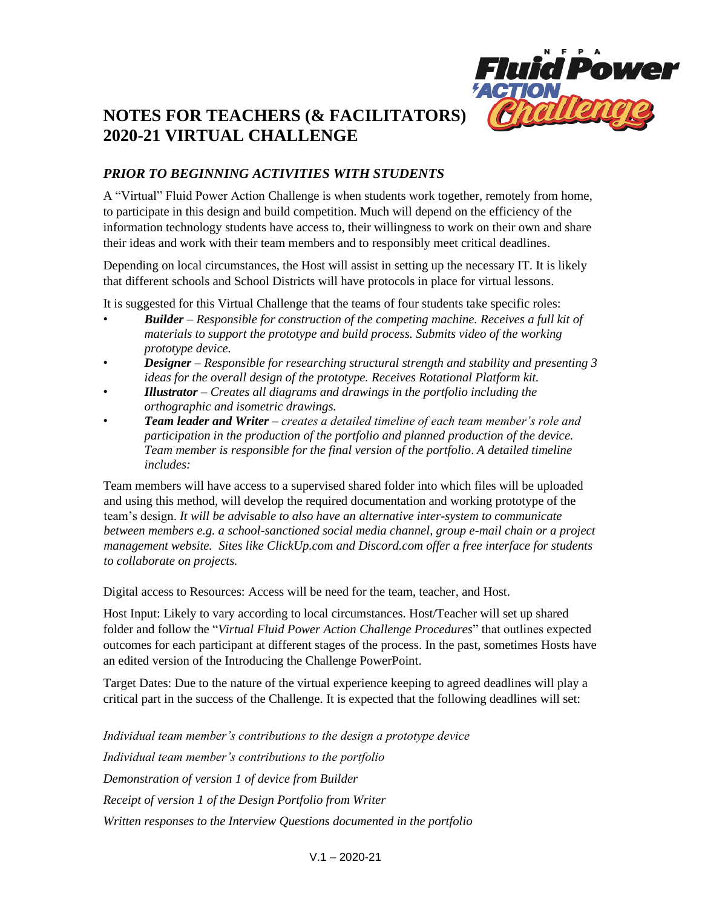# NOTES FOR TEACHERS (& FACILITATORS) 2020-21 VIRTUAL CHALLENGE

## *PRIOR TO BEGINNING ACTIVITIES WITH STUDENTS*

A "Virtual" Fluid Power Action Challenge is when students work together, remotely from home, to participate in this design and build competition. Much will depend on the efficiency of the information technology students have access to, their willingness to work on their own and share their ideas and work with their team members and to responsibly meet critical deadlines.

Depending on local circumstances, the Host will assist in setting up the necessary IT. It is likely that different schools and School Districts will have protocols in place for virtual lessons.

It is suggested for this Virtual Challenge that the teams of four students take specific roles:

- ***Builder*** – *Responsible for construction of the competing machine. Receives a full kit of materials to support the prototype and build process. Submits video of the working prototype device.*
- ***Designer*** – *Responsible for researching structural strength and stability and presenting 3 ideas for the overall design of the prototype. Receives Rotational Platform kit.*
- ***Illustrator*** – *Creates all diagrams and drawings in the portfolio including the orthographic and isometric drawings.*
- ***Team leader and Writer*** – *creates a detailed timeline of each team member's role and participation in the production of the portfolio and planned production of the device. Team member is responsible for the final version of the portfolio. A detailed timeline includes:*

Team members will have access to a supervised shared folder into which files will be uploaded and using this method, will develop the required documentation and working prototype of the team's design. *It will be advisable to also have an alternative inter-system to communicate between members e.g. a school-sanctioned social media channel, group e-mail chain or a project management website. Sites like ClickUp.com and Discord.com offer a free interface for students to collaborate on projects.*

Digital access to Resources: Access will be need for the team, teacher, and Host.

Host Input: Likely to vary according to local circumstances. Host/Teacher will set up shared folder and follow the "*Virtual Fluid Power Action Challenge Procedures*" that outlines expected outcomes for each participant at different stages of the process. In the past, sometimes Hosts have an edited version of the Introducing the Challenge PowerPoint.

Target Dates: Due to the nature of the virtual experience keeping to agreed deadlines will play a critical part in the success of the Challenge. It is expected that the following deadlines will set:

*Individual team member's contributions to the design a prototype device*

*Individual team member's contributions to the portfolio*

*Demonstration of version 1 of device from Builder*

*Receipt of version 1 of the Design Portfolio from Writer*

*Written responses to the Interview Questions documented in the portfolio*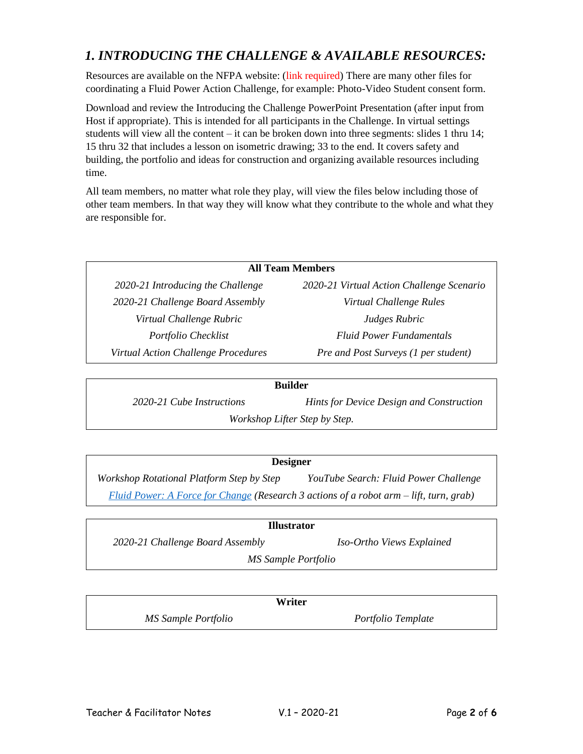## *1. INTRODUCING THE CHALLENGE & AVAILABLE RESOURCES:*

Resources are available on the NFPA website: (link required) There are many other files for coordinating a Fluid Power Action Challenge, for example: Photo-Video Student consent form.

Download and review the Introducing the Challenge PowerPoint Presentation (after input from Host if appropriate). This is intended for all participants in the Challenge. In virtual settings students will view all the content – it can be broken down into three segments: slides 1 thru 14; 15 thru 32 that includes a lesson on isometric drawing; 33 to the end. It covers safety and building, the portfolio and ideas for construction and organizing available resources including time.

All team members, no matter what role they play, will view the files below including those of other team members. In that way they will know what they contribute to the whole and what they are responsible for.

| **All Team Members** | |
|---|---|
| *2020-21 Introducing the Challenge* | *2020-21 Virtual Action Challenge Scenario* |
| *2020-21 Challenge Board Assembly* | *Virtual Challenge Rules* |
| *Virtual Challenge Rubric* | *Judges Rubric* |
| *Portfolio Checklist* | *Fluid Power Fundamentals* |
| *Virtual Action Challenge Procedures* | *Pre and Post Surveys (1 per student)* |

| **Builder** | |
|---|---|
| *2020-21 Cube Instructions* | *Hints for Device Design and Construction* |
| *Workshop Lifter Step by Step.* | |

| **Designer** | |
|---|---|
| *Workshop Rotational Platform Step by Step* | *YouTube Search: Fluid Power Challenge* |
| *Fluid Power: A Force for Change (Research 3 actions of a robot arm – lift, turn, grab)* | |

| **Illustrator** | |
|---|---|
| *2020-21 Challenge Board Assembly* | *Iso-Ortho Views Explained* |
| *MS Sample Portfolio* | |

| **Writer** | |
|---|---|
| *MS Sample Portfolio* | *Portfolio Template* |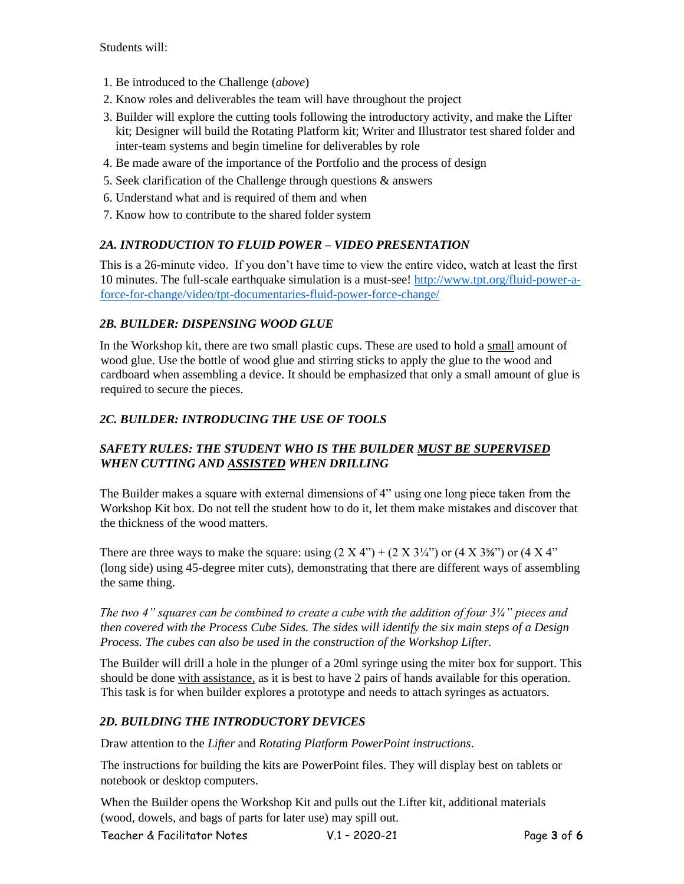Students will:

1. Be introduced to the Challenge (*above*)
2. Know roles and deliverables the team will have throughout the project
3. Builder will explore the cutting tools following the introductory activity, and make the Lifter kit; Designer will build the Rotating Platform kit; Writer and Illustrator test shared folder and inter-team systems and begin timeline for deliverables by role
4. Be made aware of the importance of the Portfolio and the process of design
5. Seek clarification of the Challenge through questions & answers
6. Understand what and is required of them and when
7. Know how to contribute to the shared folder system

### *2A. INTRODUCTION TO FLUID POWER – VIDEO PRESENTATION*

This is a 26-minute video. If you don't have time to view the entire video, watch at least the first 10 minutes. The full-scale earthquake simulation is a must-see! [http://www.tpt.org/fluid-power-a-force-for-change/video/tpt-documentaries-fluid-power-force-change/](http://www.tpt.org/fluid-power-a-force-for-change/video/tpt-documentaries-fluid-power-force-change/)

### *2B. BUILDER: DISPENSING WOOD GLUE*

In the Workshop kit, there are two small plastic cups. These are used to hold a <u>small</u> amount of wood glue. Use the bottle of wood glue and stirring sticks to apply the glue to the wood and cardboard when assembling a device. It should be emphasized that only a small amount of glue is required to secure the pieces.

### *2C. BUILDER: INTRODUCING THE USE OF TOOLS*

### *SAFETY RULES: THE STUDENT WHO IS THE BUILDER <u>MUST BE SUPERVISED</u> WHEN CUTTING AND <u>ASSISTED</u> WHEN DRILLING*

The Builder makes a square with external dimensions of 4" using one long piece taken from the Workshop Kit box. Do not tell the student how to do it, let them make mistakes and discover that the thickness of the wood matters.

There are three ways to make the square: using (2 X 4") + (2 X 3¼") or (4 X 3⅝") or (4 X 4" (long side) using 45-degree miter cuts), demonstrating that there are different ways of assembling the same thing.

*The two 4" squares can be combined to create a cube with the addition of four 3¼" pieces and then covered with the Process Cube Sides. The sides will identify the six main steps of a Design Process. The cubes can also be used in the construction of the Workshop Lifter.*

The Builder will drill a hole in the plunger of a 20ml syringe using the miter box for support. This should be done <u>with assistance,</u> as it is best to have 2 pairs of hands available for this operation. This task is for when builder explores a prototype and needs to attach syringes as actuators.

### *2D. BUILDING THE INTRODUCTORY DEVICES*

Draw attention to the *Lifter* and *Rotating Platform PowerPoint instructions*.

The instructions for building the kits are PowerPoint files. They will display best on tablets or notebook or desktop computers.

When the Builder opens the Workshop Kit and pulls out the Lifter kit, additional materials (wood, dowels, and bags of parts for later use) may spill out.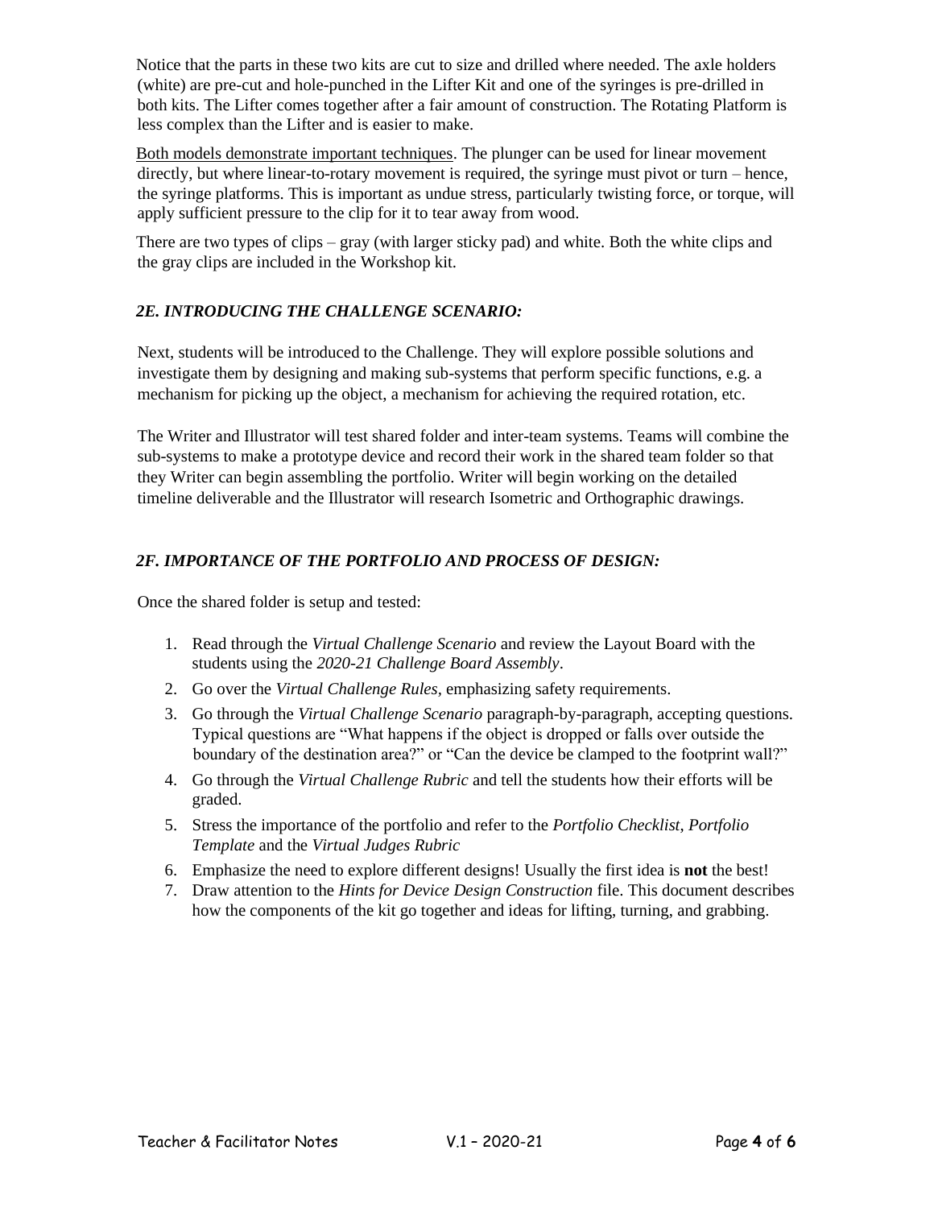Notice that the parts in these two kits are cut to size and drilled where needed. The axle holders (white) are pre-cut and hole-punched in the Lifter Kit and one of the syringes is pre-drilled in both kits. The Lifter comes together after a fair amount of construction. The Rotating Platform is less complex than the Lifter and is easier to make.

<u>Both models demonstrate important techniques</u>. The plunger can be used for linear movement directly, but where linear-to-rotary movement is required, the syringe must pivot or turn – hence, the syringe platforms. This is important as undue stress, particularly twisting force, or torque, will apply sufficient pressure to the clip for it to tear away from wood.

There are two types of clips – gray (with larger sticky pad) and white. Both the white clips and the gray clips are included in the Workshop kit.

### *2E. INTRODUCING THE CHALLENGE SCENARIO:*

Next, students will be introduced to the Challenge. They will explore possible solutions and investigate them by designing and making sub-systems that perform specific functions, e.g. a mechanism for picking up the object, a mechanism for achieving the required rotation, etc.

The Writer and Illustrator will test shared folder and inter-team systems. Teams will combine the sub-systems to make a prototype device and record their work in the shared team folder so that they Writer can begin assembling the portfolio. Writer will begin working on the detailed timeline deliverable and the Illustrator will research Isometric and Orthographic drawings.

### *2F. IMPORTANCE OF THE PORTFOLIO AND PROCESS OF DESIGN:*

Once the shared folder is setup and tested:

1. Read through the *Virtual Challenge Scenario* and review the Layout Board with the students using the *2020-21 Challenge Board Assembly*.
2. Go over the *Virtual Challenge Rules*, emphasizing safety requirements.
3. Go through the *Virtual Challenge Scenario* paragraph-by-paragraph, accepting questions. Typical questions are “What happens if the object is dropped or falls over outside the boundary of the destination area?” or “Can the device be clamped to the footprint wall?”
4. Go through the *Virtual Challenge Rubric* and tell the students how their efforts will be graded.
5. Stress the importance of the portfolio and refer to the *Portfolio Checklist*, *Portfolio Template* and the *Virtual Judges Rubric*
6. Emphasize the need to explore different designs! Usually the first idea is **not** the best!
7. Draw attention to the *Hints for Device Design Construction* file. This document describes how the components of the kit go together and ideas for lifting, turning, and grabbing.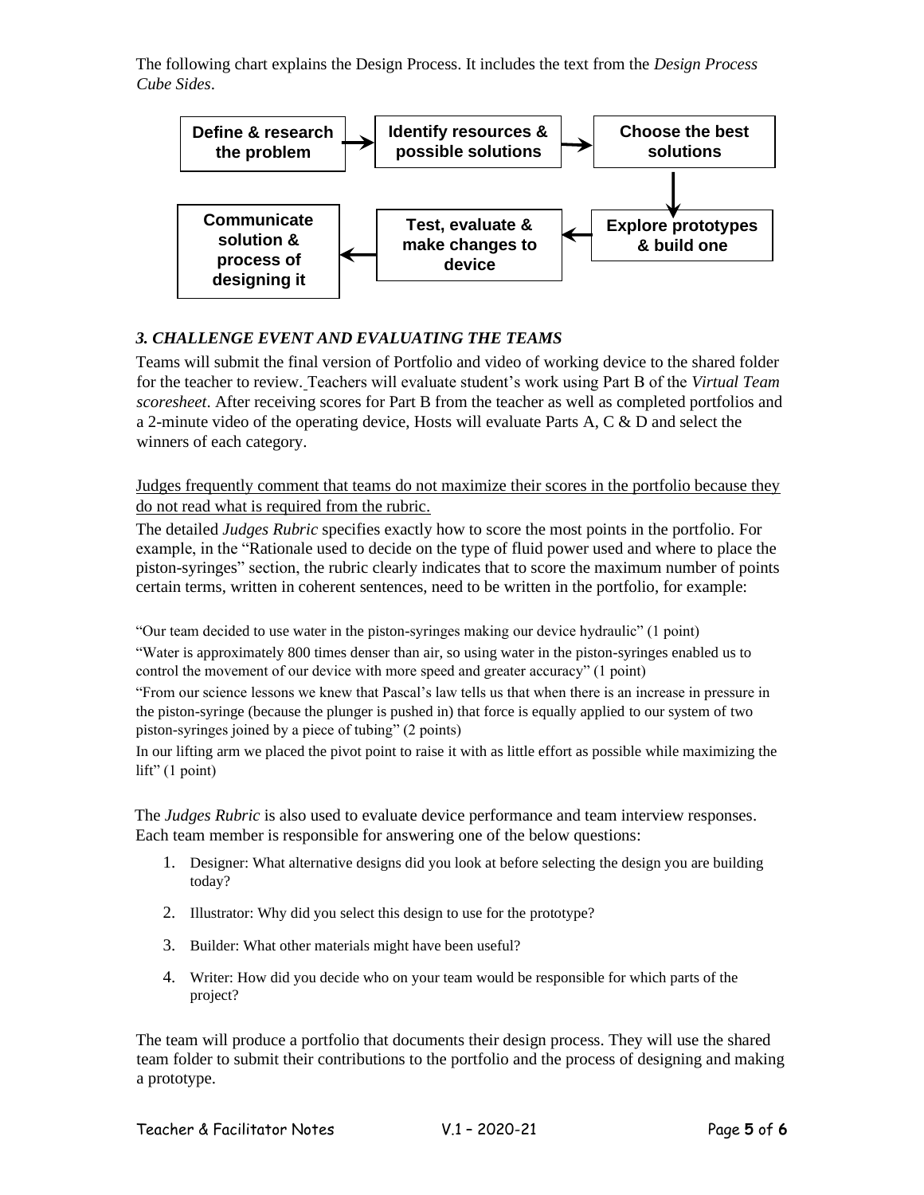The following chart explains the Design Process. It includes the text from the *Design Process Cube Sides*.

**Define & research the problem** → **Identify resources & possible solutions** → **Choose the best solutions** → **Explore prototypes & build one** → **Test, evaluate & make changes to device** → **Communicate solution & process of designing it**

### *3. CHALLENGE EVENT AND EVALUATING THE TEAMS*

Teams will submit the final version of Portfolio and video of working device to the shared folder for the teacher to review. Teachers will evaluate student's work using Part B of the *Virtual Team scoresheet*. After receiving scores for Part B from the teacher as well as completed portfolios and a 2-minute video of the operating device, Hosts will evaluate Parts A, C & D and select the winners of each category.

<u>Judges frequently comment that teams do not maximize their scores in the portfolio because they do not read what is required from the rubric.</u>

The detailed *Judges Rubric* specifies exactly how to score the most points in the portfolio. For example, in the "Rationale used to decide on the type of fluid power used and where to place the piston-syringes" section, the rubric clearly indicates that to score the maximum number of points certain terms, written in coherent sentences, need to be written in the portfolio, for example:

"Our team decided to use water in the piston-syringes making our device hydraulic" (1 point)

"Water is approximately 800 times denser than air, so using water in the piston-syringes enabled us to control the movement of our device with more speed and greater accuracy" (1 point)

"From our science lessons we knew that Pascal's law tells us that when there is an increase in pressure in the piston-syringe (because the plunger is pushed in) that force is equally applied to our system of two piston-syringes joined by a piece of tubing" (2 points)

In our lifting arm we placed the pivot point to raise it with as little effort as possible while maximizing the lift" (1 point)

The *Judges Rubric* is also used to evaluate device performance and team interview responses. Each team member is responsible for answering one of the below questions:

1. Designer: What alternative designs did you look at before selecting the design you are building today?
2. Illustrator: Why did you select this design to use for the prototype?
3. Builder: What other materials might have been useful?
4. Writer: How did you decide who on your team would be responsible for which parts of the project?

The team will produce a portfolio that documents their design process. They will use the shared team folder to submit their contributions to the portfolio and the process of designing and making a prototype.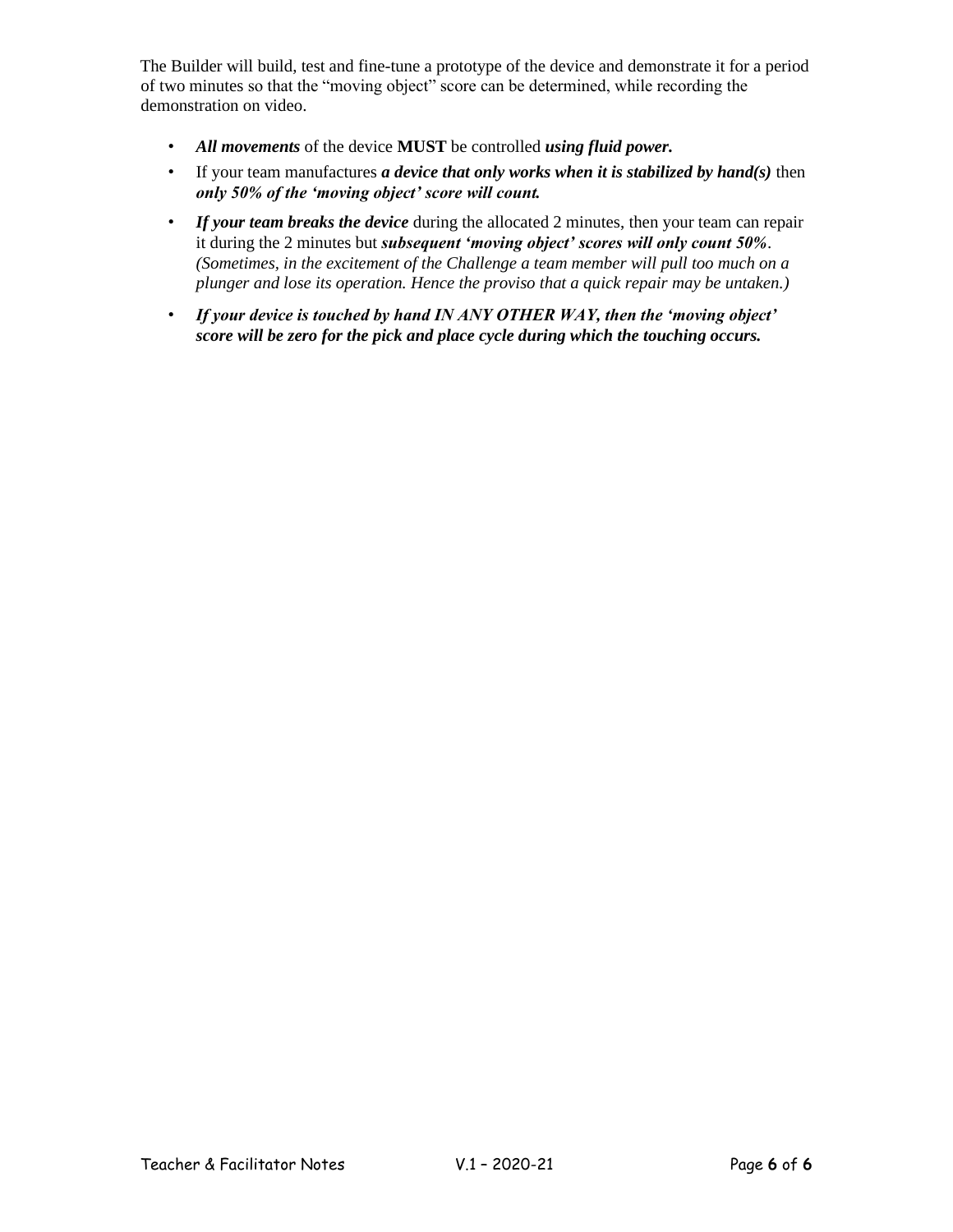The Builder will build, test and fine-tune a prototype of the device and demonstrate it for a period of two minutes so that the "moving object" score can be determined, while recording the demonstration on video.

- ***All movements*** of the device **MUST** be controlled ***using fluid power.***
- If your team manufactures ***a device that only works when it is stabilized by hand(s)*** then ***only 50% of the 'moving object' score will count.***
- ***If your team breaks the device*** during the allocated 2 minutes, then your team can repair it during the 2 minutes but ***subsequent 'moving object' scores will only count 50%***. *(Sometimes, in the excitement of the Challenge a team member will pull too much on a plunger and lose its operation. Hence the proviso that a quick repair may be untaken.)*
- ***If your device is touched by hand IN ANY OTHER WAY, then the 'moving object' score will be zero for the pick and place cycle during which the touching occurs.***